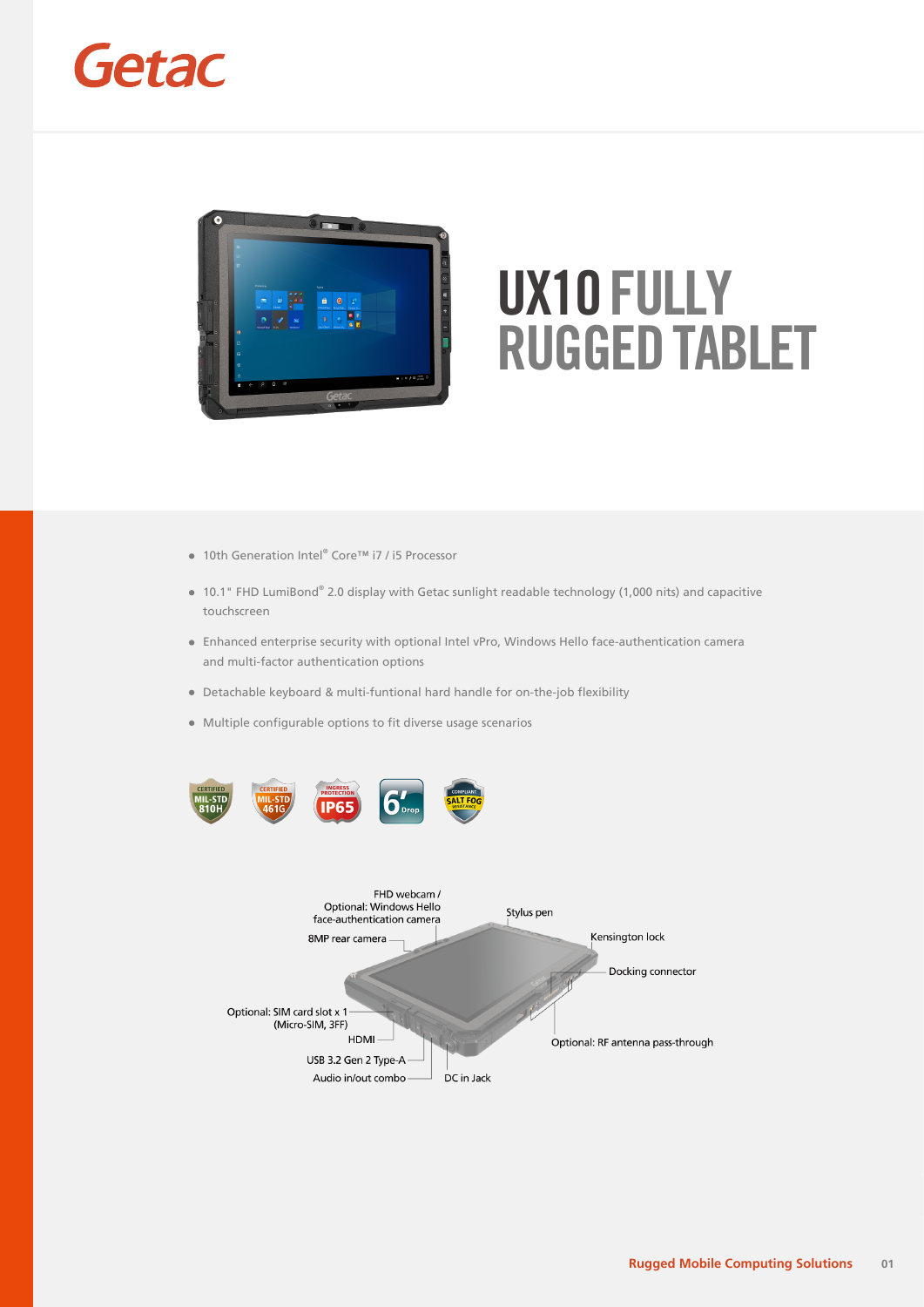Getac

# UX10 FULLY RUGGED TABLET

- 10th Generation Intel® Core™ i7 / i5 Processor
- 10.1" FHD LumiBond® 2.0 display with Getac sunlight readable technology (1,000 nits) and capacitive touchscreen
- Enhanced enterprise security with optional Intel vPro, Windows Hello face-authentication camera and multi-factor authentication options
- Detachable keyboard & multi-funtional hard handle for on-the-job flexibility
- Multiple configurable options to fit diverse usage scenarios

CERTIFIED MIL-STD 810H | CERTIFIED MIL-STD 461G | INGRESS PROTECTION IP65 | 6' Drop | COMPLIANT SALT FOG RESISTANCE

FHD webcam / Optional: Windows Hello face-authentication camera

8MP rear camera

Stylus pen

Kensington lock

Docking connector

Optional: SIM card slot x 1 (Micro-SIM, 3FF)

HDMI

USB 3.2 Gen 2 Type-A

Audio in/out combo

DC in Jack

Optional: RF antenna pass-through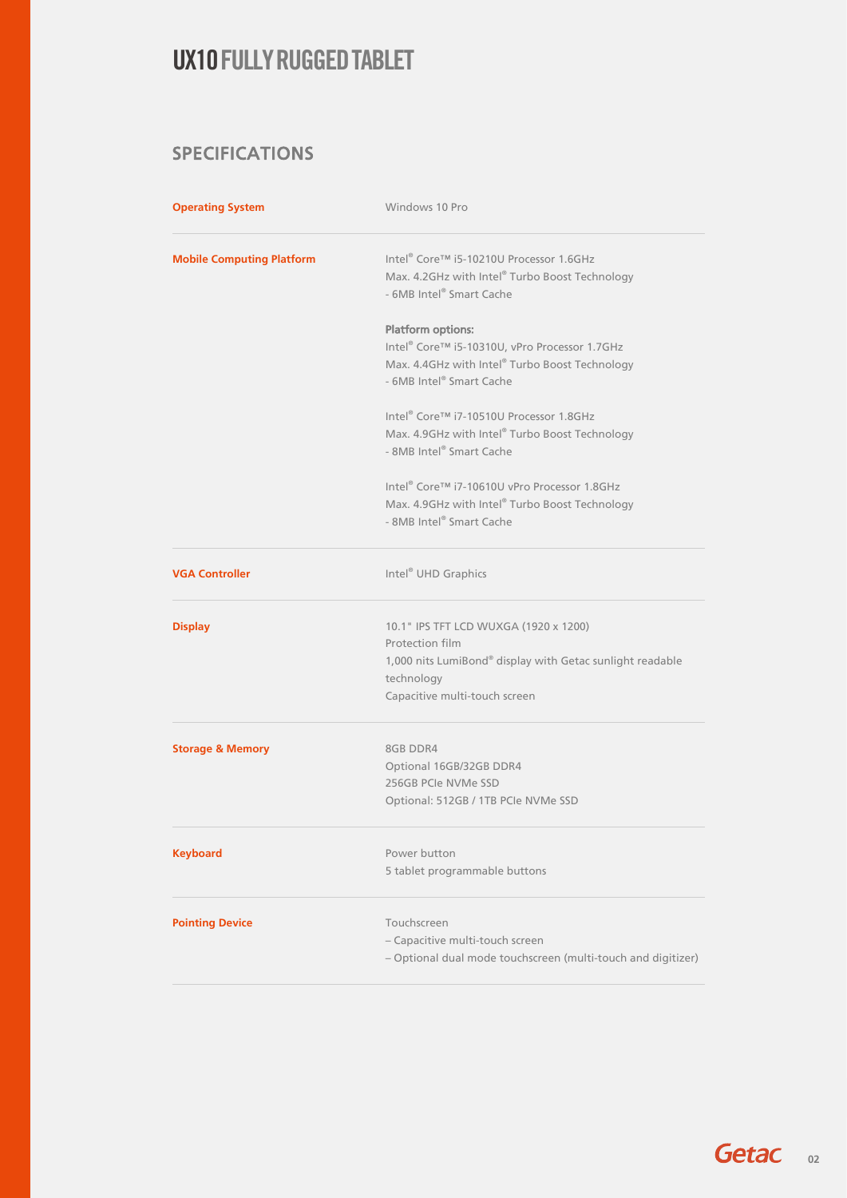# UX10 FULLY RUGGED TABLET

## SPECIFICATIONS

| | |
|---|---|
| **Operating System** | Windows 10 Pro |
| **Mobile Computing Platform** | Intel® Core™ i5-10210U Processor 1.6GHz<br>Max. 4.2GHz with Intel® Turbo Boost Technology<br>- 6MB Intel® Smart Cache<br><br>**Platform options:**<br>Intel® Core™ i5-10310U, vPro Processor 1.7GHz<br>Max. 4.4GHz with Intel® Turbo Boost Technology<br>- 6MB Intel® Smart Cache<br><br>Intel® Core™ i7-10510U Processor 1.8GHz<br>Max. 4.9GHz with Intel® Turbo Boost Technology<br>- 8MB Intel® Smart Cache<br><br>Intel® Core™ i7-10610U vPro Processor 1.8GHz<br>Max. 4.9GHz with Intel® Turbo Boost Technology<br>- 8MB Intel® Smart Cache |
| **VGA Controller** | Intel® UHD Graphics |
| **Display** | 10.1" IPS TFT LCD WUXGA (1920 x 1200)<br>Protection film<br>1,000 nits LumiBond® display with Getac sunlight readable technology<br>Capacitive multi-touch screen |
| **Storage & Memory** | 8GB DDR4<br>Optional 16GB/32GB DDR4<br>256GB PCIe NVMe SSD<br>Optional: 512GB / 1TB PCIe NVMe SSD |
| **Keyboard** | Power button<br>5 tablet programmable buttons |
| **Pointing Device** | Touchscreen<br>– Capacitive multi-touch screen<br>– Optional dual mode touchscreen (multi-touch and digitizer) |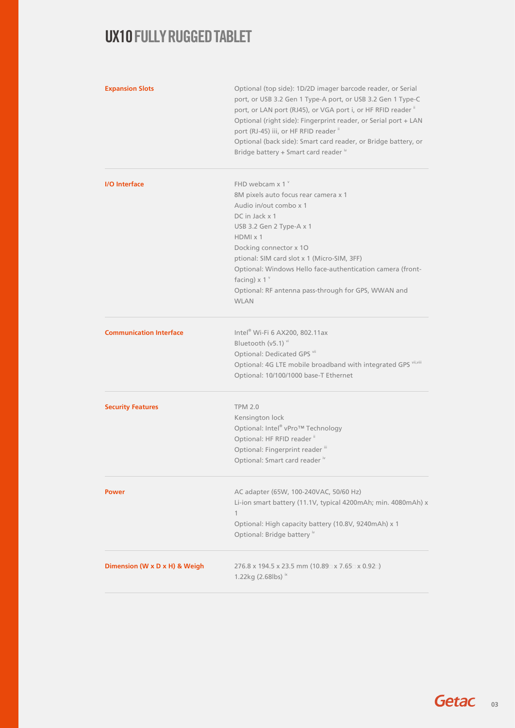# UX10 FULLY RUGGED TABLET

| | |
|---|---|
| **Expansion Slots** | Optional (top side): 1D/2D imager barcode reader, or Serial port, or USB 3.2 Gen 1 Type-A port, or USB 3.2 Gen 1 Type-C port, or LAN port (RJ45), or VGA port i, or HF RFID reader [ii]<br>Optional (right side): Fingerprint reader, or Serial port + LAN port (RJ-45) iii, or HF RFID reader [ii]<br>Optional (back side): Smart card reader, or Bridge battery, or Bridge battery + Smart card reader [iv] |
| **I/O Interface** | FHD webcam x 1 [v]<br>8M pixels auto focus rear camera x 1<br>Audio in/out combo x 1<br>DC in Jack x 1<br>USB 3.2 Gen 2 Type-A x 1<br>HDMI x 1<br>Docking connector x 1O<br>ptional: SIM card slot x 1 (Micro-SIM, 3FF)<br>Optional: Windows Hello face-authentication camera (front-facing) x 1 [v]<br>Optional: RF antenna pass-through for GPS, WWAN and WLAN |
| **Communication Interface** | Intel® Wi-Fi 6 AX200, 802.11ax<br>Bluetooth (v5.1) [vi]<br>Optional: Dedicated GPS [vii]<br>Optional: 4G LTE mobile broadband with integrated GPS [vii,viii]<br>Optional: 10/100/1000 base-T Ethernet |
| **Security Features** | TPM 2.0<br>Kensington lock<br>Optional: Intel® vPro™ Technology<br>Optional: HF RFID reader [ii]<br>Optional: Fingerprint reader [iii]<br>Optional: Smart card reader [iv] |
| **Power** | AC adapter (65W, 100-240VAC, 50/60 Hz)<br>Li-ion smart battery (11.1V, typical 4200mAh; min. 4080mAh) x 1<br>Optional: High capacity battery (10.8V, 9240mAh) x 1<br>Optional: Bridge battery [iv] |
| **Dimension (W x D x H) & Weigh** | 276.8 x 194.5 x 23.5 mm (10.89 x 7.65 x 0.92 )<br>1.22kg (2.68lbs) [ix] |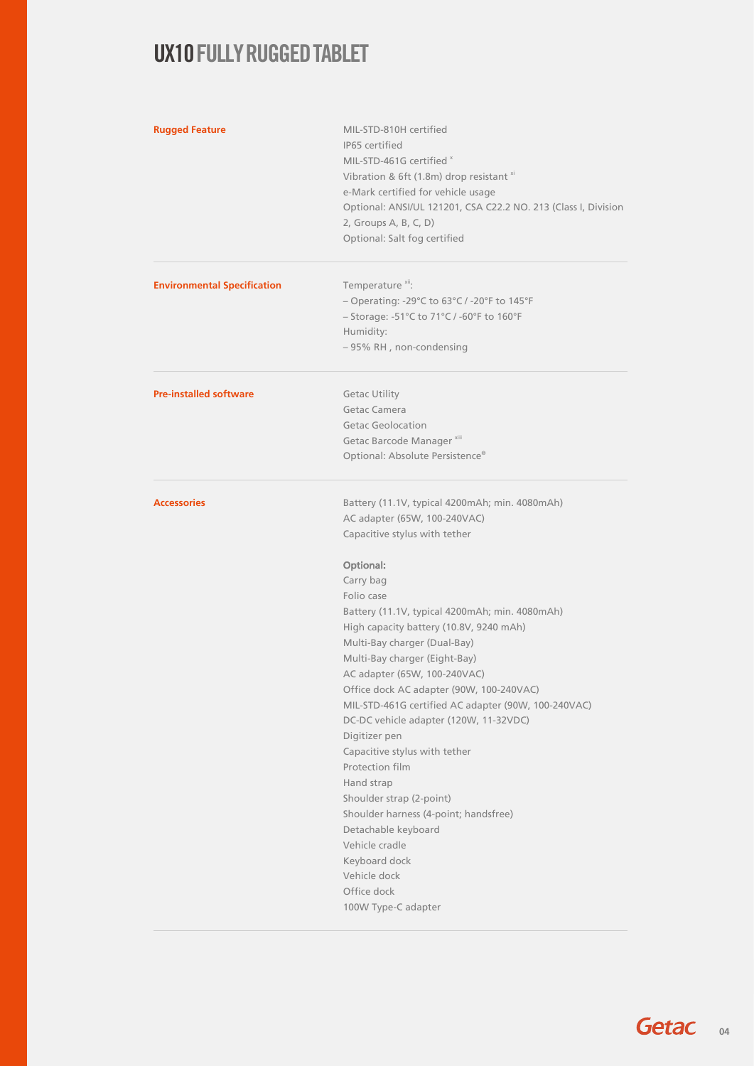# UX10 FULLY RUGGED TABLET

| | |
|---|---|
| **Rugged Feature** | MIL-STD-810H certified<br>IP65 certified<br>MIL-STD-461G certified [x]<br>Vibration & 6ft (1.8m) drop resistant [xi]<br>e-Mark certified for vehicle usage<br>Optional: ANSI/UL 121201, CSA C22.2 NO. 213 (Class I, Division 2, Groups A, B, C, D)<br>Optional: Salt fog certified |
| **Environmental Specification** | Temperature [xii]:<br>– Operating: -29°C to 63°C / -20°F to 145°F<br>– Storage: -51°C to 71°C / -60°F to 160°F<br>Humidity:<br>– 95% RH , non-condensing |
| **Pre-installed software** | Getac Utility<br>Getac Camera<br>Getac Geolocation<br>Getac Barcode Manager [xiii]<br>Optional: Absolute Persistence® |
| **Accessories** | Battery (11.1V, typical 4200mAh; min. 4080mAh)<br>AC adapter (65W, 100-240VAC)<br>Capacitive stylus with tether<br><br>**Optional:**<br>Carry bag<br>Folio case<br>Battery (11.1V, typical 4200mAh; min. 4080mAh)<br>High capacity battery (10.8V, 9240 mAh)<br>Multi-Bay charger (Dual-Bay)<br>Multi-Bay charger (Eight-Bay)<br>AC adapter (65W, 100-240VAC)<br>Office dock AC adapter (90W, 100-240VAC)<br>MIL-STD-461G certified AC adapter (90W, 100-240VAC)<br>DC-DC vehicle adapter (120W, 11-32VDC)<br>Digitizer pen<br>Capacitive stylus with tether<br>Protection film<br>Hand strap<br>Shoulder strap (2-point)<br>Shoulder harness (4-point; handsfree)<br>Detachable keyboard<br>Vehicle cradle<br>Keyboard dock<br>Vehicle dock<br>Office dock<br>100W Type-C adapter |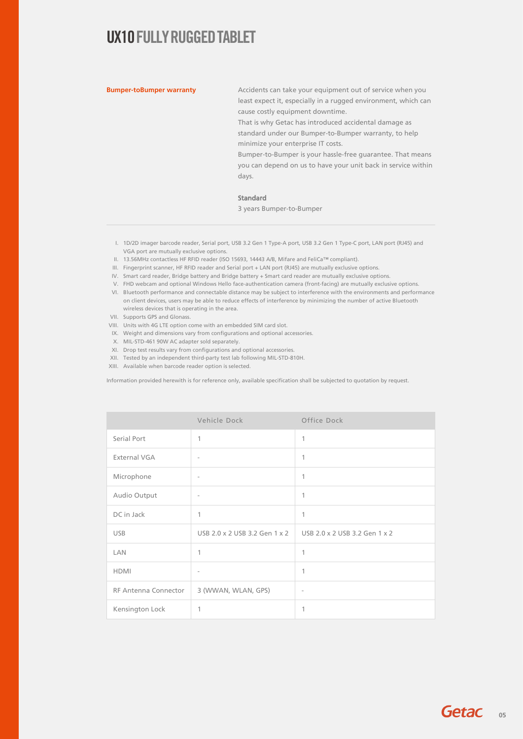# UX10 FULLY RUGGED TABLET

**Bumper-toBumper warranty**

Accidents can take your equipment out of service when you least expect it, especially in a rugged environment, which can cause costly equipment downtime.
That is why Getac has introduced accidental damage as standard under our Bumper-to-Bumper warranty, to help minimize your enterprise IT costs.
Bumper-to-Bumper is your hassle-free guarantee. That means you can depend on us to have your unit back in service within days.

**Standard**

3 years Bumper-to-Bumper

I. 1D/2D imager barcode reader, Serial port, USB 3.2 Gen 1 Type-A port, USB 3.2 Gen 1 Type-C port, LAN port (RJ45) and VGA port are mutually exclusive options.
II. 13.56MHz contactless HF RFID reader (ISO 15693, 14443 A/B, Mifare and FeliCa™ compliant).
III. Fingerprint scanner, HF RFID reader and Serial port + LAN port (RJ45) are mutually exclusive options.
IV. Smart card reader, Bridge battery and Bridge battery + Smart card reader are mutually exclusive options.
V. FHD webcam and optional Windows Hello face-authentication camera (front-facing) are mutually exclusive options.
VI. Bluetooth performance and connectable distance may be subject to interference with the environments and performance on client devices, users may be able to reduce effects of interference by minimizing the number of active Bluetooth wireless devices that is operating in the area.
VII. Supports GPS and Glonass.
VIII. Units with 4G LTE option come with an embedded SIM card slot.
IX. Weight and dimensions vary from configurations and optional accessories.
X. MIL-STD-461 90W AC adapter sold separately.
XI. Drop test results vary from configurations and optional accessories.
XII. Tested by an independent third-party test lab following MIL-STD-810H.
XIII. Available when barcode reader option is selected.

Information provided herewith is for reference only, available specification shall be subjected to quotation by request.

| | Vehicle Dock | Office Dock |
|---|---|---|
| Serial Port | 1 | 1 |
| External VGA | - | 1 |
| Microphone | - | 1 |
| Audio Output | - | 1 |
| DC in Jack | 1 | 1 |
| USB | USB 2.0 x 2 USB 3.2 Gen 1 x 2 | USB 2.0 x 2 USB 3.2 Gen 1 x 2 |
| LAN | 1 | 1 |
| HDMI | - | 1 |
| RF Antenna Connector | 3 (WWAN, WLAN, GPS) | - |
| Kensington Lock | 1 | 1 |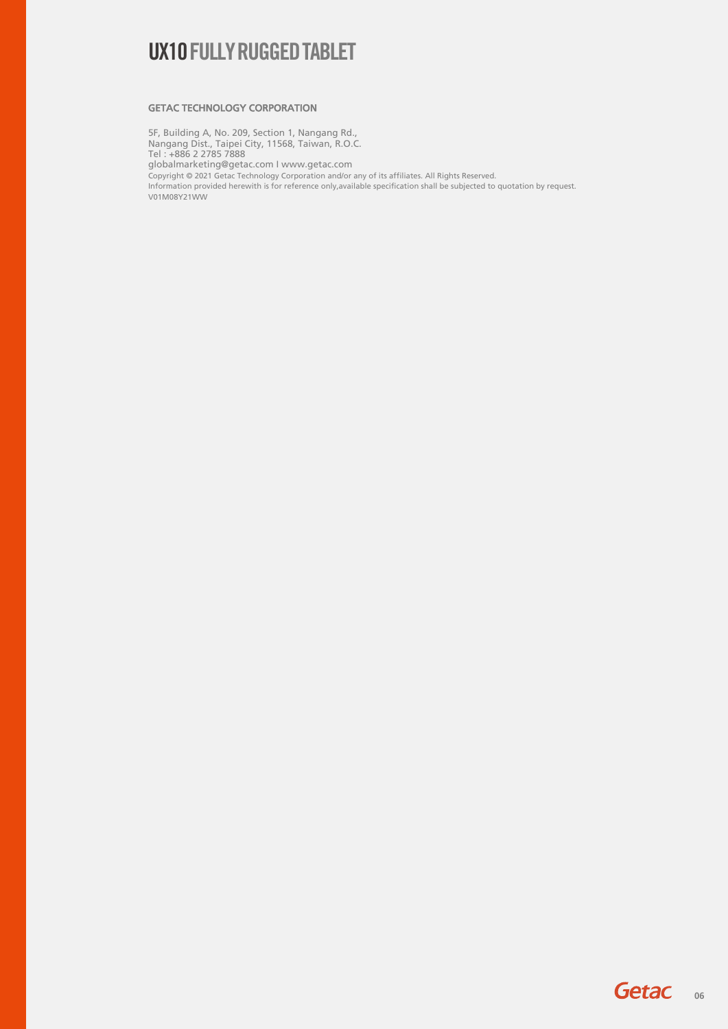# UX10 FULLY RUGGED TABLET

**GETAC TECHNOLOGY CORPORATION**

5F, Building A, No. 209, Section 1, Nangang Rd.,
Nangang Dist., Taipei City, 11568, Taiwan, R.O.C.
Tel : +886 2 2785 7888
globalmarketing@getac.com I www.getac.com
Copyright © 2021 Getac Technology Corporation and/or any of its affiliates. All Rights Reserved.
Information provided herewith is for reference only,available specification shall be subjected to quotation by request.
V01M08Y21WW

Getac